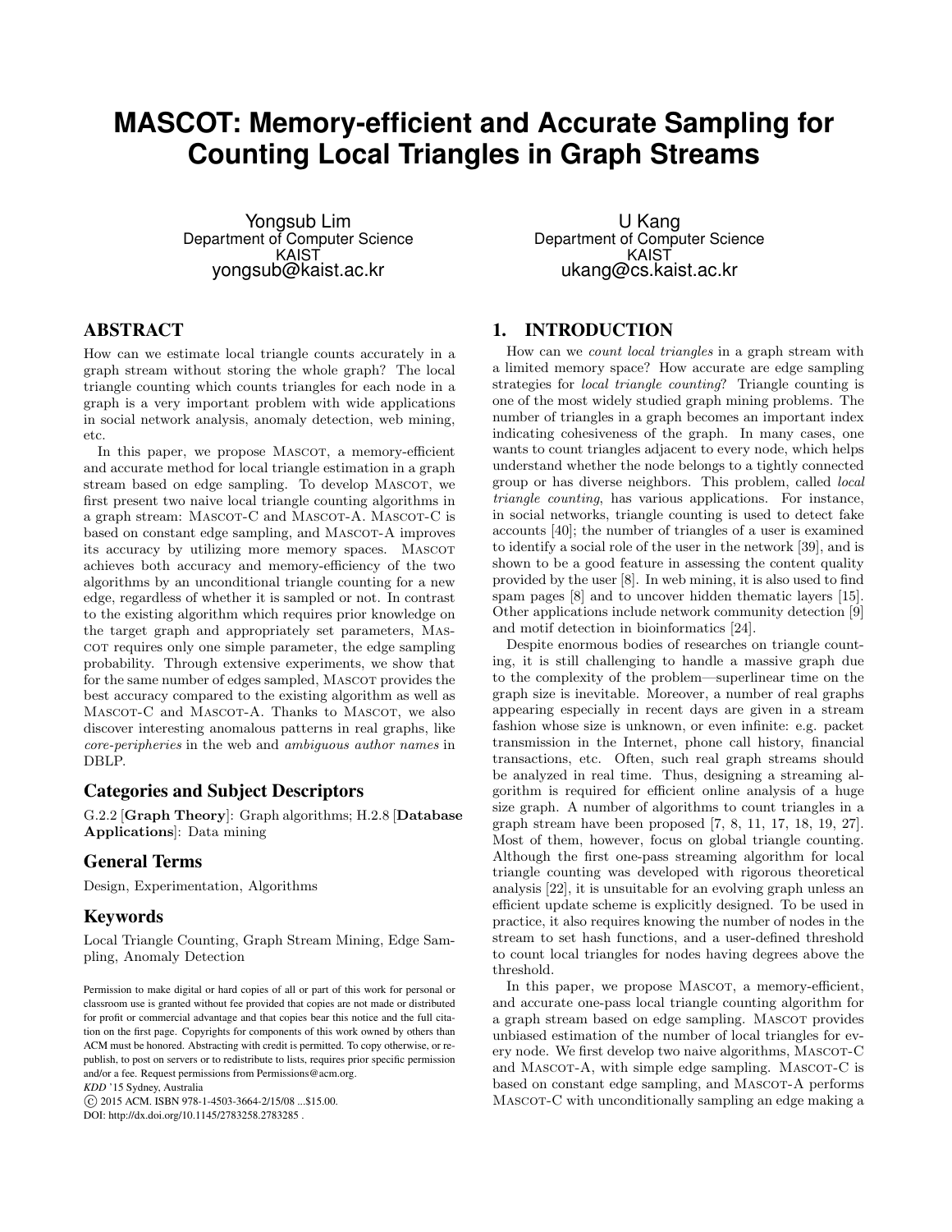# MASCOT: Memory-efficient and Accurate Sampling for Counting Local Triangles in Graph Streams

Yongsub Lim
Department of Computer Science
KAIST
yongsub@kaist.ac.kr

U Kang
Department of Computer Science
KAIST
ukang@cs.kaist.ac.kr

## ABSTRACT

How can we estimate local triangle counts accurately in a graph stream without storing the whole graph? The local triangle counting which counts triangles for each node in a graph is a very important problem with wide applications in social network analysis, anomaly detection, web mining, etc.

In this paper, we propose Mascot, a memory-efficient and accurate method for local triangle estimation in a graph stream based on edge sampling. To develop Mascot, we first present two naive local triangle counting algorithms in a graph stream: Mascot-C and Mascot-A. Mascot-C is based on constant edge sampling, and Mascot-A improves its accuracy by utilizing more memory spaces. Mascot achieves both accuracy and memory-efficiency of the two algorithms by an unconditional triangle counting for a new edge, regardless of whether it is sampled or not. In contrast to the existing algorithm which requires prior knowledge on the target graph and appropriately set parameters, Mascot requires only one simple parameter, the edge sampling probability. Through extensive experiments, we show that for the same number of edges sampled, Mascot provides the best accuracy compared to the existing algorithm as well as Mascot-C and Mascot-A. Thanks to Mascot, we also discover interesting anomalous patterns in real graphs, like *core-peripheries* in the web and *ambiguous author names* in DBLP.

### Categories and Subject Descriptors

G.2.2 [**Graph Theory**]: Graph algorithms; H.2.8 [**Database Applications**]: Data mining

### General Terms

Design, Experimentation, Algorithms

### Keywords

Local Triangle Counting, Graph Stream Mining, Edge Sampling, Anomaly Detection

Permission to make digital or hard copies of all or part of this work for personal or classroom use is granted without fee provided that copies are not made or distributed for profit or commercial advantage and that copies bear this notice and the full citation on the first page. Copyrights for components of this work owned by others than ACM must be honored. Abstracting with credit is permitted. To copy otherwise, or republish, to post on servers or to redistribute to lists, requires prior specific permission and/or a fee. Request permissions from Permissions@acm.org.
*KDD* '15 Sydney, Australia
© 2015 ACM. ISBN 978-1-4503-3664-2/15/08 ...$15.00.
DOI: http://dx.doi.org/10.1145/2783258.2783285 .

## 1. INTRODUCTION

How can we *count local triangles* in a graph stream with a limited memory space? How accurate are edge sampling strategies for *local triangle counting*? Triangle counting is one of the most widely studied graph mining problems. The number of triangles in a graph becomes an important index indicating cohesiveness of the graph. In many cases, one wants to count triangles adjacent to every node, which helps understand whether the node belongs to a tightly connected group or has diverse neighbors. This problem, called *local triangle counting*, has various applications. For instance, in social networks, triangle counting is used to detect fake accounts [40]; the number of triangles of a user is examined to identify a social role of the user in the network [39], and is shown to be a good feature in assessing the content quality provided by the user [8]. In web mining, it is also used to find spam pages [8] and to uncover hidden thematic layers [15]. Other applications include network community detection [9] and motif detection in bioinformatics [24].

Despite enormous bodies of researches on triangle counting, it is still challenging to handle a massive graph due to the complexity of the problem—superlinear time on the graph size is inevitable. Moreover, a number of real graphs appearing especially in recent days are given in a stream fashion whose size is unknown, or even infinite: e.g. packet transmission in the Internet, phone call history, financial transactions, etc. Often, such real graph streams should be analyzed in real time. Thus, designing a streaming algorithm is required for efficient online analysis of a huge size graph. A number of algorithms to count triangles in a graph stream have been proposed [7, 8, 11, 17, 18, 19, 27]. Most of them, however, focus on global triangle counting. Although the first one-pass streaming algorithm for local triangle counting was developed with rigorous theoretical analysis [22], it is unsuitable for an evolving graph unless an efficient update scheme is explicitly designed. To be used in practice, it also requires knowing the number of nodes in the stream to set hash functions, and a user-defined threshold to count local triangles for nodes having degrees above the threshold.

In this paper, we propose Mascot, a memory-efficient, and accurate one-pass local triangle counting algorithm for a graph stream based on edge sampling. Mascot provides unbiased estimation of the number of local triangles for every node. We first develop two naive algorithms, Mascot-C and Mascot-A, with simple edge sampling. Mascot-C is based on constant edge sampling, and Mascot-A performs Mascot-C with unconditionally sampling an edge making a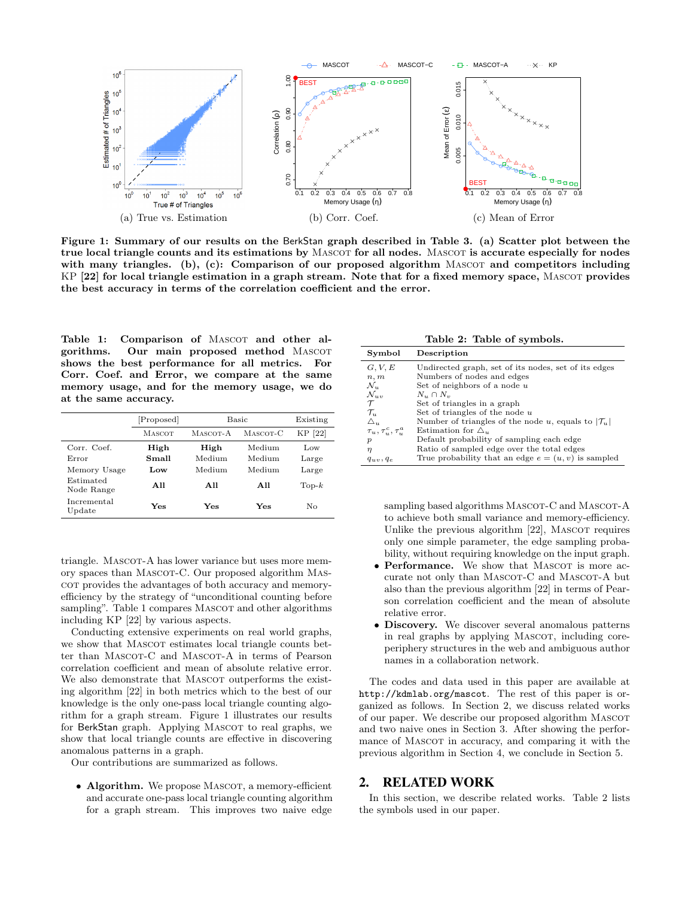(a) True vs. Estimation

(b) Corr. Coef.

(c) Mean of Error

**Figure 1: Summary of our results on the BerkStan graph described in Table 3. (a) Scatter plot between the true local triangle counts and its estimations by MASCOT for all nodes. MASCOT is accurate especially for nodes with many triangles. (b), (c): Comparison of our proposed algorithm MASCOT and competitors including KP [22] for local triangle estimation in a graph stream. Note that for a fixed memory space, MASCOT provides the best accuracy in terms of the correlation coefficient and the error.**

**Table 1: Comparison of MASCOT and other algorithms. Our main proposed method MASCOT shows the best performance for all metrics. For Corr. Coef. and Error, we compare at the same memory usage, and for the memory usage, we do at the same accuracy.**

| | [Proposed] | Basic | | Existing |
|---|---|---|---|---|
| | MASCOT | MASCOT-A | MASCOT-C | KP [22] |
| Corr. Coef. | **High** | **High** | Medium | Low |
| Error | **Small** | Medium | Medium | Large |
| Memory Usage | **Low** | Medium | Medium | Large |
| Estimated Node Range | **All** | **All** | **All** | Top-$k$ |
| Incremental Update | **Yes** | **Yes** | **Yes** | No |

triangle. MASCOT-A has lower variance but uses more memory spaces than MASCOT-C. Our proposed algorithm MASCOT provides the advantages of both accuracy and memory-efficiency by the strategy of "unconditional counting before sampling". Table 1 compares MASCOT and other algorithms including KP [22] by various aspects.

Conducting extensive experiments on real world graphs, we show that MASCOT estimates local triangle counts better than MASCOT-C and MASCOT-A in terms of Pearson correlation coefficient and mean of absolute relative error. We also demonstrate that MASCOT outperforms the existing algorithm [22] in both metrics which to the best of our knowledge is the only one-pass local triangle counting algorithm for a graph stream. Figure 1 illustrates our results for BerkStan graph. Applying MASCOT to real graphs, we show that local triangle counts are effective in discovering anomalous patterns in a graph.

Our contributions are summarized as follows.

- **Algorithm.** We propose MASCOT, a memory-efficient and accurate one-pass local triangle counting algorithm for a graph stream. This improves two naive edge sampling based algorithms MASCOT-C and MASCOT-A to achieve both small variance and memory-efficiency. Unlike the previous algorithm [22], MASCOT requires only one simple parameter, the edge sampling probability, without requiring knowledge on the input graph.
- **Performance.** We show that MASCOT is more accurate not only than MASCOT-C and MASCOT-A but also than the previous algorithm [22] in terms of Pearson correlation coefficient and the mean of absolute relative error.
- **Discovery.** We discover several anomalous patterns in real graphs by applying MASCOT, including core-periphery structures in the web and ambiguous author names in a collaboration network.

The codes and data used in this paper are available at `http://kdmlab.org/mascot`. The rest of this paper is organized as follows. In Section 2, we discuss related works of our paper. We describe our proposed algorithm MASCOT and two naive ones in Section 3. After showing the performance of MASCOT in accuracy, and comparing it with the previous algorithm in Section 4, we conclude in Section 5.

**Table 2: Table of symbols.**

| Symbol | Description |
|---|---|
| $G, V, E$ | Undirected graph, set of its nodes, set of its edges |
| $n, m$ | Numbers of nodes and edges |
| $\mathcal{N}_u$ | Set of neighbors of a node $u$ |
| $\mathcal{N}_{uv}$ | $\mathcal{N}_u \cap \mathcal{N}_v$ |
| $\mathcal{T}$ | Set of triangles in a graph |
| $\mathcal{T}_u$ | Set of triangles of the node $u$ |
| $\triangle_u$ | Number of triangles of the node $u$, equals to $\lvert\mathcal{T}_u\rvert$ |
| $\tau_u, \tau_u^c, \tau_u^a$ | Estimation for $\triangle_u$ |
| $p$ | Default probability of sampling each edge |
| $\eta$ | Ratio of sampled edge over the total edges |
| $q_{uv}, q_e$ | True probability that an edge $e = (u, v)$ is sampled |

## 2. RELATED WORK

In this section, we describe related works. Table 2 lists the symbols used in our paper.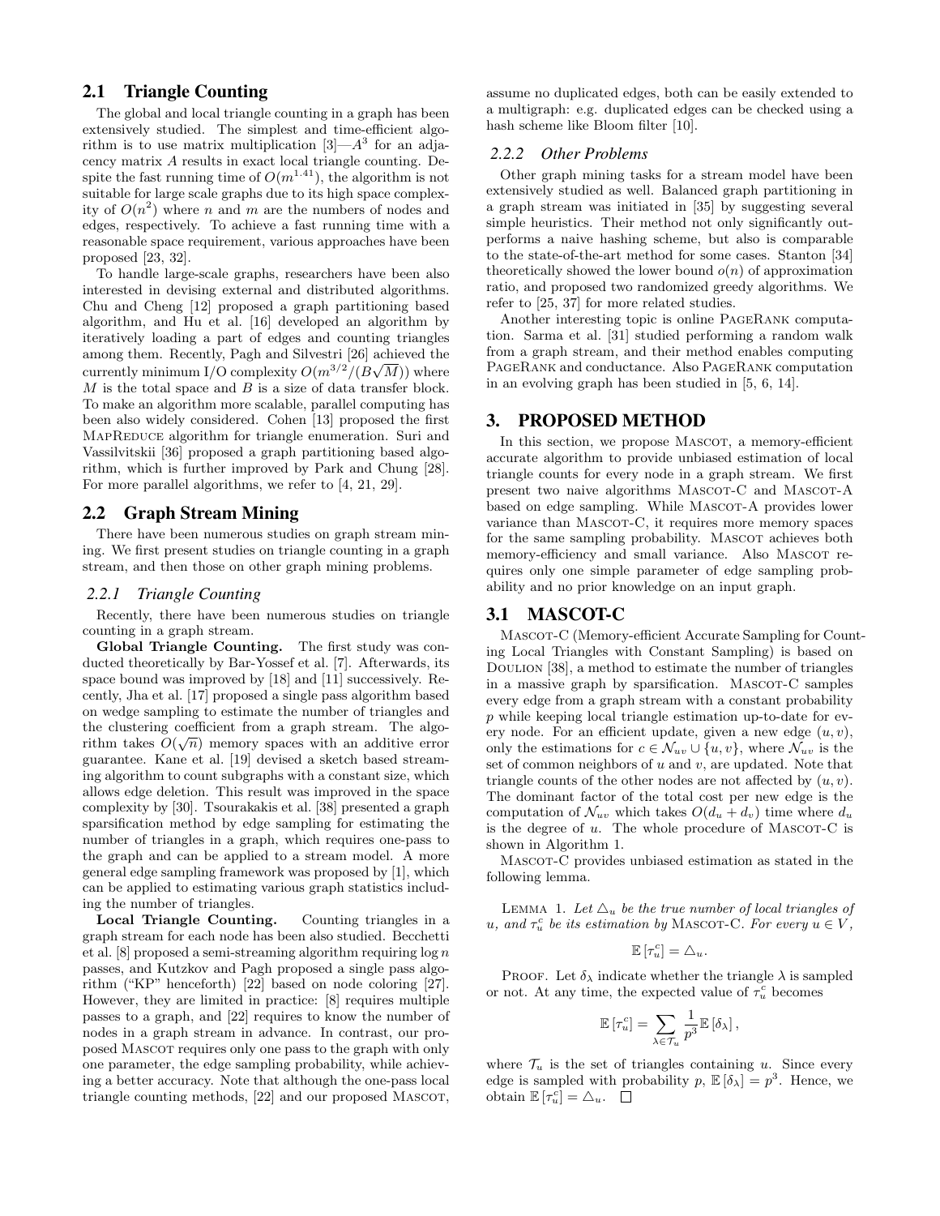## 2.1 Triangle Counting

The global and local triangle counting in a graph has been extensively studied. The simplest and time-efficient algorithm is to use matrix multiplication [3]—$A^3$ for an adjacency matrix $A$ results in exact local triangle counting. Despite the fast running time of $O(m^{1.41})$, the algorithm is not suitable for large scale graphs due to its high space complexity of $O(n^2)$ where $n$ and $m$ are the numbers of nodes and edges, respectively. To achieve a fast running time with a reasonable space requirement, various approaches have been proposed [23, 32].

To handle large-scale graphs, researchers have been also interested in devising external and distributed algorithms. Chu and Cheng [12] proposed a graph partitioning based algorithm, and Hu et al. [16] developed an algorithm by iteratively loading a part of edges and counting triangles among them. Recently, Pagh and Silvestri [26] achieved the currently minimum I/O complexity $O(m^{3/2}/(B\sqrt{M}))$ where $M$ is the total space and $B$ is a size of data transfer block. To make an algorithm more scalable, parallel computing has been also widely considered. Cohen [13] proposed the first MapReduce algorithm for triangle enumeration. Suri and Vassilvitskii [36] proposed a graph partitioning based algorithm, which is further improved by Park and Chung [28]. For more parallel algorithms, we refer to [4, 21, 29].

## 2.2 Graph Stream Mining

There have been numerous studies on graph stream mining. We first present studies on triangle counting in a graph stream, and then those on other graph mining problems.

### 2.2.1 Triangle Counting

Recently, there have been numerous studies on triangle counting in a graph stream.

**Global Triangle Counting.** The first study was conducted theoretically by Bar-Yossef et al. [7]. Afterwards, its space bound was improved by [18] and [11] successively. Recently, Jha et al. [17] proposed a single pass algorithm based on wedge sampling to estimate the number of triangles and the clustering coefficient from a graph stream. The algorithm takes $O(\sqrt{n})$ memory spaces with an additive error guarantee. Kane et al. [19] devised a sketch based streaming algorithm to count subgraphs with a constant size, which allows edge deletion. This result was improved in the space complexity by [30]. Tsourakakis et al. [38] presented a graph sparsification method by edge sampling for estimating the number of triangles in a graph, which requires one-pass to the graph and can be applied to a stream model. A more general edge sampling framework was proposed by [1], which can be applied to estimating various graph statistics including the number of triangles.

**Local Triangle Counting.** Counting triangles in a graph stream for each node has been also studied. Becchetti et al. [8] proposed a semi-streaming algorithm requiring $\log n$ passes, and Kutzkov and Pagh proposed a single pass algorithm ("KP" henceforth) [22] based on node coloring [27]. However, they are limited in practice: [8] requires multiple passes to a graph, and [22] requires to know the number of nodes in a graph stream in advance. In contrast, our proposed Mascot requires only one pass to the graph with only one parameter, the edge sampling probability, while achieving a better accuracy. Note that although the one-pass local triangle counting methods, [22] and our proposed Mascot, assume no duplicated edges, both can be easily extended to a multigraph: e.g. duplicated edges can be checked using a hash scheme like Bloom filter [10].

### 2.2.2 Other Problems

Other graph mining tasks for a stream model have been extensively studied as well. Balanced graph partitioning in a graph stream was initiated in [35] by suggesting several simple heuristics. Their method not only significantly outperforms a naive hashing scheme, but also is comparable to the state-of-the-art method for some cases. Stanton [34] theoretically showed the lower bound $o(n)$ of approximation ratio, and proposed two randomized greedy algorithms. We refer to [25, 37] for more related studies.

Another interesting topic is online PageRank computation. Sarma et al. [31] studied performing a random walk from a graph stream, and their method enables computing PageRank and conductance. Also PageRank computation in an evolving graph has been studied in [5, 6, 14].

# 3. PROPOSED METHOD

In this section, we propose Mascot, a memory-efficient accurate algorithm to provide unbiased estimation of local triangle counts for every node in a graph stream. We first present two naive algorithms Mascot-C and Mascot-A based on edge sampling. While Mascot-A provides lower variance than Mascot-C, it requires more memory spaces for the same sampling probability. Mascot achieves both memory-efficiency and small variance. Also Mascot requires only one simple parameter of edge sampling probability and no prior knowledge on an input graph.

## 3.1 MASCOT-C

Mascot-C (Memory-efficient Accurate Sampling for Counting Local Triangles with Constant Sampling) is based on Doulion [38], a method to estimate the number of triangles in a massive graph by sparsification. Mascot-C samples every edge from a graph stream with a constant probability $p$ while keeping local triangle estimation up-to-date for every node. For an efficient update, given a new edge $(u, v)$, only the estimations for $c \in \mathcal{N}_{uv} \cup \{u, v\}$, where $\mathcal{N}_{uv}$ is the set of common neighbors of $u$ and $v$, are updated. Note that triangle counts of the other nodes are not affected by $(u, v)$. The dominant factor of the total cost per new edge is the computation of $\mathcal{N}_{uv}$ which takes $O(d_u + d_v)$ time where $d_u$ is the degree of $u$. The whole procedure of Mascot-C is shown in Algorithm 1.

Mascot-C provides unbiased estimation as stated in the following lemma.

Lemma 1. *Let $\triangle_u$ be the true number of local triangles of $u$, and $\tau_u^c$ be its estimation by* Mascot-C. *For every $u \in V$,*

$$\mathbb{E}\left[\tau_u^c\right] = \triangle_u.$$

Proof. Let $\delta_\lambda$ indicate whether the triangle $\lambda$ is sampled or not. At any time, the expected value of $\tau_u^c$ becomes

$$\mathbb{E}\left[\tau_u^c\right] = \sum_{\lambda \in \mathcal{T}_u} \frac{1}{p^3} \mathbb{E}\left[\delta_\lambda\right],$$

where $\mathcal{T}_u$ is the set of triangles containing $u$. Since every edge is sampled with probability $p$, $\mathbb{E}\left[\delta_\lambda\right] = p^3$. Hence, we obtain $\mathbb{E}\left[\tau_u^c\right] = \triangle_u$. □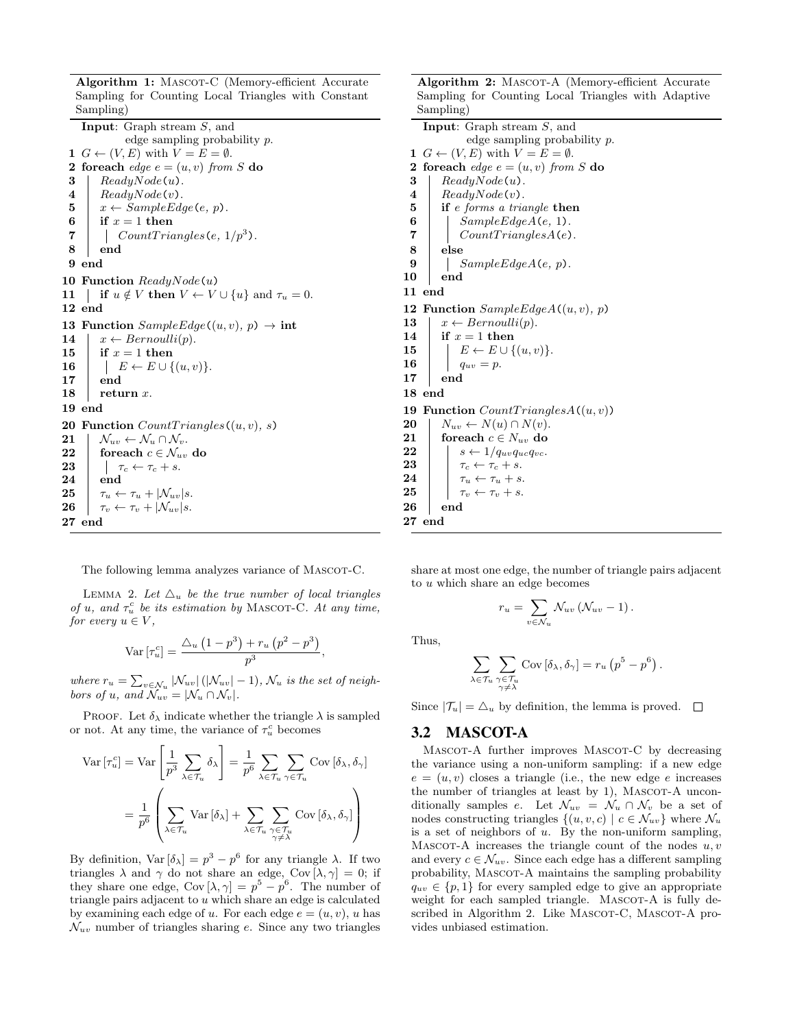**Algorithm 1:** MASCOT-C (Memory-efficient Accurate Sampling for Counting Local Triangles with Constant Sampling)

```
   Input: Graph stream S, and
          edge sampling probability p.
1  G ← (V, E) with V = E = ∅.
2  foreach edge e = (u, v) from S do
3      ReadyNode(u).
4      ReadyNode(v).
5      x ← SampleEdge(e, p).
6      if x = 1 then
7          CountTriangles(e, 1/p^3).
8      end
9  end
10 Function ReadyNode(u)
11     if u ∉ V then V ← V ∪ {u} and τ_u = 0.
12 end
13 Function SampleEdge((u, v), p) → int
14     x ← Bernoulli(p).
15     if x = 1 then
16         E ← E ∪ {(u, v)}.
17     end
18     return x.
19 end
20 Function CountTriangles((u, v), s)
21     𝒩_uv ← 𝒩_u ∩ 𝒩_v.
22     foreach c ∈ 𝒩_uv do
23         τ_c ← τ_c + s.
24     end
25     τ_u ← τ_u + |𝒩_uv|s.
26     τ_v ← τ_v + |𝒩_uv|s.
27 end
```

**Algorithm 2:** MASCOT-A (Memory-efficient Accurate Sampling for Counting Local Triangles with Adaptive Sampling)

```
   Input: Graph stream S, and
          edge sampling probability p.
1  G ← (V, E) with V = E = ∅.
2  foreach edge e = (u, v) from S do
3      ReadyNode(u).
4      ReadyNode(v).
5      if e forms a triangle then
6          SampleEdgeA(e, 1).
7          CountTrianglesA(e).
8      else
9          SampleEdgeA(e, p).
10     end
11 end
12 Function SampleEdgeA((u, v), p)
13     x ← Bernoulli(p).
14     if x = 1 then
15         E ← E ∪ {(u, v)}.
16         q_uv = p.
17     end
18 end
19 Function CountTrianglesA((u, v))
20     N_uv ← N(u) ∩ N(v).
21     foreach c ∈ N_uv do
22         s ← 1/q_uv q_uc q_vc.
23         τ_c ← τ_c + s.
24         τ_u ← τ_u + s.
25         τ_v ← τ_v + s.
26     end
27 end
```

The following lemma analyzes variance of MASCOT-C.

LEMMA 2. *Let $\triangle_u$ be the true number of local triangles of $u$, and $\tau_u^c$ be its estimation by* MASCOT-C. *At any time, for every $u \in V$,*

$$\mathrm{Var}\left[\tau_u^c\right] = \frac{\triangle_u\left(1-p^3\right) + r_u\left(p^2-p^3\right)}{p^3},$$

*where $r_u = \sum_{v \in \mathcal{N}_u} |\mathcal{N}_{uv}|\left(|\mathcal{N}_{uv}|-1\right)$, $\mathcal{N}_u$ is the set of neighbors of $u$, and $\mathcal{N}_{uv} = |\mathcal{N}_u \cap \mathcal{N}_v|$.*

PROOF. Let $\delta_\lambda$ indicate whether the triangle $\lambda$ is sampled or not. At any time, the variance of $\tau_u^c$ becomes

$$\mathrm{Var}\left[\tau_u^c\right] = \mathrm{Var}\left[\frac{1}{p^3}\sum_{\lambda \in \mathcal{T}_u}\delta_\lambda\right] = \frac{1}{p^6}\sum_{\lambda \in \mathcal{T}_u}\sum_{\gamma \in \mathcal{T}_u}\mathrm{Cov}\left[\delta_\lambda, \delta_\gamma\right]$$

$$= \frac{1}{p^6}\left(\sum_{\lambda \in \mathcal{T}_u}\mathrm{Var}\left[\delta_\lambda\right] + \sum_{\lambda \in \mathcal{T}_u}\sum_{\substack{\gamma \in \mathcal{T}_u \\ \gamma \neq \lambda}}\mathrm{Cov}\left[\delta_\lambda, \delta_\gamma\right]\right)$$

By definition, $\mathrm{Var}\left[\delta_\lambda\right] = p^3 - p^6$ for any triangle $\lambda$. If two triangles $\lambda$ and $\gamma$ do not share an edge, $\mathrm{Cov}\left[\lambda, \gamma\right] = 0$; if they share one edge, $\mathrm{Cov}\left[\lambda, \gamma\right] = p^5 - p^6$. The number of triangle pairs adjacent to $u$ which share an edge is calculated by examining each edge of $u$. For each edge $e = (u, v)$, $u$ has $\mathcal{N}_{uv}$ number of triangles sharing $e$. Since any two triangles share at most one edge, the number of triangle pairs adjacent to $u$ which share an edge becomes

$$r_u = \sum_{v \in \mathcal{N}_u}\mathcal{N}_{uv}\left(\mathcal{N}_{uv} - 1\right).$$

Thus,

$$\sum_{\lambda \in \mathcal{T}_u}\sum_{\substack{\gamma \in \mathcal{T}_u \\ \gamma \neq \lambda}}\mathrm{Cov}\left[\delta_\lambda, \delta_\gamma\right] = r_u\left(p^5 - p^6\right).$$

Since $|\mathcal{T}_u| = \triangle_u$ by definition, the lemma is proved. □

## 3.2 MASCOT-A

MASCOT-A further improves MASCOT-C by decreasing the variance using a non-uniform sampling: if a new edge $e = (u, v)$ closes a triangle (i.e., the new edge $e$ increases the number of triangles at least by 1), MASCOT-A unconditionally samples $e$. Let $\mathcal{N}_{uv} = \mathcal{N}_u \cap \mathcal{N}_v$ be a set of nodes constructing triangles $\{(u, v, c) \mid c \in \mathcal{N}_{uv}\}$ where $\mathcal{N}_u$ is a set of neighbors of $u$. By the non-uniform sampling, MASCOT-A increases the triangle count of the nodes $u, v$ and every $c \in \mathcal{N}_{uv}$. Since each edge has a different sampling probability, MASCOT-A maintains the sampling probability $q_{uv} \in \{p, 1\}$ for every sampled edge to give an appropriate weight for each sampled triangle. MASCOT-A is fully described in Algorithm 2. Like MASCOT-C, MASCOT-A provides unbiased estimation.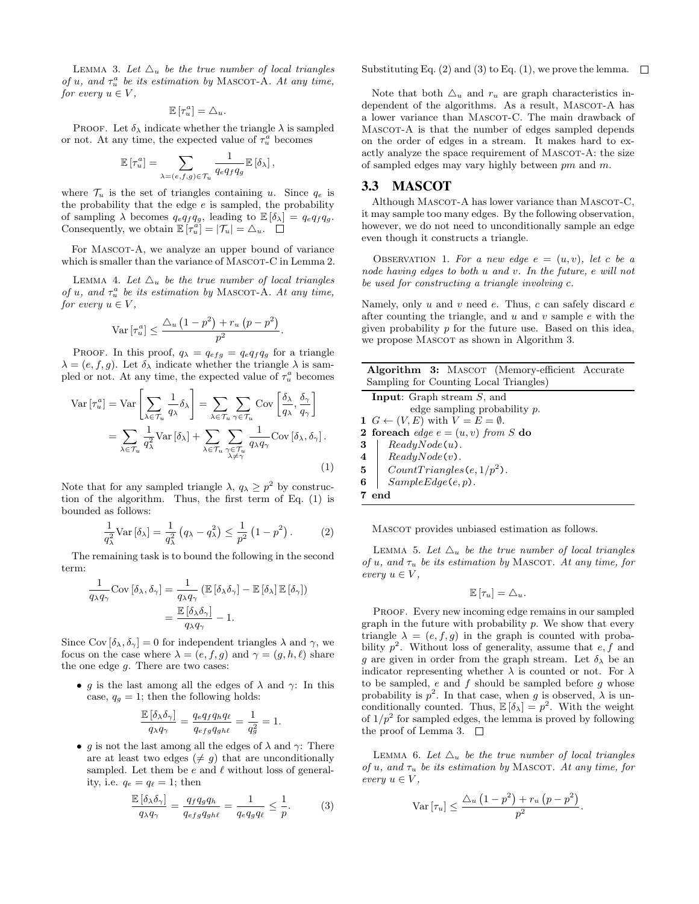LEMMA 3. *Let $\triangle_u$ be the true number of local triangles of $u$, and $\tau_u^a$ be its estimation by* MASCOT-A. *At any time, for every $u \in V$,*

$$\mathbb{E}\left[\tau_u^a\right] = \triangle_u.$$

PROOF. Let $\delta_\lambda$ indicate whether the triangle $\lambda$ is sampled or not. At any time, the expected value of $\tau_u^a$ becomes

$$\mathbb{E}\left[\tau_u^a\right] = \sum_{\lambda=(e,f,g)\in\mathcal{T}_u} \frac{1}{q_e q_f q_g}\mathbb{E}\left[\delta_\lambda\right],$$

where $\mathcal{T}_u$ is the set of triangles containing $u$. Since $q_e$ is the probability that the edge $e$ is sampled, the probability of sampling $\lambda$ becomes $q_e q_f q_g$, leading to $\mathbb{E}\left[\delta_\lambda\right] = q_e q_f q_g$. Consequently, we obtain $\mathbb{E}\left[\tau_u^a\right] = |\mathcal{T}_u| = \triangle_u$. □

For MASCOT-A, we analyze an upper bound of variance which is smaller than the variance of MASCOT-C in Lemma 2.

LEMMA 4. *Let $\triangle_u$ be the true number of local triangles of $u$, and $\tau_u^a$ be its estimation by* MASCOT-A. *At any time, for every $u \in V$,*

$$\mathrm{Var}\left[\tau_u^a\right] \leq \frac{\triangle_u\left(1-p^2\right) + r_u\left(p-p^2\right)}{p^2}.$$

PROOF. In this proof, $q_\lambda = q_{efg} = q_e q_f q_g$ for a triangle $\lambda = (e,f,g)$. Let $\delta_\lambda$ indicate whether the triangle $\lambda$ is sampled or not. At any time, the expected value of $\tau_u^a$ becomes

$$\begin{aligned}
\mathrm{Var}\left[\tau_u^a\right] &= \mathrm{Var}\left[\sum_{\lambda\in\mathcal{T}_u}\frac{1}{q_\lambda}\delta_\lambda\right] = \sum_{\lambda\in\mathcal{T}_u}\sum_{\gamma\in\mathcal{T}_u}\mathrm{Cov}\left[\frac{\delta_\lambda}{q_\lambda}, \frac{\delta_\gamma}{q_\gamma}\right] \\
&= \sum_{\lambda\in\mathcal{T}_u}\frac{1}{q_\lambda^2}\mathrm{Var}\left[\delta_\lambda\right] + \sum_{\lambda\in\mathcal{T}_u}\sum_{\substack{\gamma\in\mathcal{T}_u \\ \lambda\neq\gamma}}\frac{1}{q_\lambda q_\gamma}\mathrm{Cov}\left[\delta_\lambda, \delta_\gamma\right].
\end{aligned} \tag{1}$$

Note that for any sampled triangle $\lambda$, $q_\lambda \geq p^2$ by construction of the algorithm. Thus, the first term of Eq. (1) is bounded as follows:

$$\frac{1}{q_\lambda^2}\mathrm{Var}\left[\delta_\lambda\right] = \frac{1}{q_\lambda^2}\left(q_\lambda - q_\lambda^2\right) \leq \frac{1}{p^2}\left(1-p^2\right). \tag{2}$$

The remaining task is to bound the following in the second term:

$$\begin{aligned}
\frac{1}{q_\lambda q_\gamma}\mathrm{Cov}\left[\delta_\lambda, \delta_\gamma\right] &= \frac{1}{q_\lambda q_\gamma}\left(\mathbb{E}\left[\delta_\lambda\delta_\gamma\right] - \mathbb{E}\left[\delta_\lambda\right]\mathbb{E}\left[\delta_\gamma\right]\right) \\
&= \frac{\mathbb{E}\left[\delta_\lambda\delta_\gamma\right]}{q_\lambda q_\gamma} - 1.
\end{aligned}$$

Since $\mathrm{Cov}\left[\delta_\lambda, \delta_\gamma\right] = 0$ for independent triangles $\lambda$ and $\gamma$, we focus on the case where $\lambda = (e,f,g)$ and $\gamma = (g,h,\ell)$ share the one edge $g$. There are two cases:

- $g$ is the last among all the edges of $\lambda$ and $\gamma$: In this case, $q_g = 1$; then the following holds:

$$\frac{\mathbb{E}\left[\delta_\lambda\delta_\gamma\right]}{q_\lambda q_\gamma} = \frac{q_e q_f q_h q_\ell}{q_{efg} q_{gh\ell}} = \frac{1}{q_g^2} = 1.$$

- $g$ is not the last among all the edges of $\lambda$ and $\gamma$: There are at least two edges ($\neq g$) that are unconditionally sampled. Let them be $e$ and $\ell$ without loss of generality, i.e. $q_e = q_\ell = 1$; then

$$\frac{\mathbb{E}\left[\delta_\lambda\delta_\gamma\right]}{q_\lambda q_\gamma} = \frac{q_f q_g q_h}{q_{efg} q_{gh\ell}} = \frac{1}{q_e q_g q_\ell} \leq \frac{1}{p}. \tag{3}$$

Substituting Eq. (2) and (3) to Eq. (1), we prove the lemma. □

Note that both $\triangle_u$ and $r_u$ are graph characteristics independent of the algorithms. As a result, MASCOT-A has a lower variance than MASCOT-C. The main drawback of MASCOT-A is that the number of edges sampled depends on the order of edges in a stream. It makes hard to exactly analyze the space requirement of MASCOT-A: the size of sampled edges may vary highly between $pm$ and $m$.

### 3.3 MASCOT

Although MASCOT-A has lower variance than MASCOT-C, it may sample too many edges. By the following observation, however, we do not need to unconditionally sample an edge even though it constructs a triangle.

OBSERVATION 1. *For a new edge $e = (u,v)$, let $c$ be a node having edges to both $u$ and $v$. In the future, $e$ will not be used for constructing a triangle involving $c$.*

Namely, only $u$ and $v$ need $e$. Thus, $c$ can safely discard $e$ after counting the triangle, and $u$ and $v$ sample $e$ with the given probability $p$ for the future use. Based on this idea, we propose MASCOT as shown in Algorithm 3.

**Algorithm 3:** MASCOT (Memory-efficient Accurate Sampling for Counting Local Triangles)

```
  Input: Graph stream S, and
         edge sampling probability p.
1 G ← (V, E) with V = E = ∅.
2 foreach edge e = (u, v) from S do
3   | ReadyNode(u).
4   | ReadyNode(v).
5   | CountTriangles(e, 1/p²).
6   | SampleEdge(e, p).
7 end
```

MASCOT provides unbiased estimation as follows.

LEMMA 5. *Let $\triangle_u$ be the true number of local triangles of $u$, and $\tau_u$ be its estimation by* MASCOT. *At any time, for every $u \in V$,*

$$\mathbb{E}\left[\tau_u\right] = \triangle_u.$$

PROOF. Every new incoming edge remains in our sampled graph in the future with probability $p$. We show that every triangle $\lambda = (e,f,g)$ in the graph is counted with probability $p^2$. Without loss of generality, assume that $e, f$ and $g$ are given in order from the graph stream. Let $\delta_\lambda$ be an indicator representing whether $\lambda$ is counted or not. For $\lambda$ to be sampled, $e$ and $f$ should be sampled before $g$ whose probability is $p^2$. In that case, when $g$ is observed, $\lambda$ is unconditionally counted. Thus, $\mathbb{E}\left[\delta_\lambda\right] = p^2$. With the weight of $1/p^2$ for sampled edges, the lemma is proved by following the proof of Lemma 3. □

LEMMA 6. *Let $\triangle_u$ be the true number of local triangles of $u$, and $\tau_u$ be its estimation by* MASCOT. *At any time, for every $u \in V$,*

$$\mathrm{Var}\left[\tau_u\right] \leq \frac{\triangle_u\left(1-p^2\right) + r_u\left(p-p^2\right)}{p^2}.$$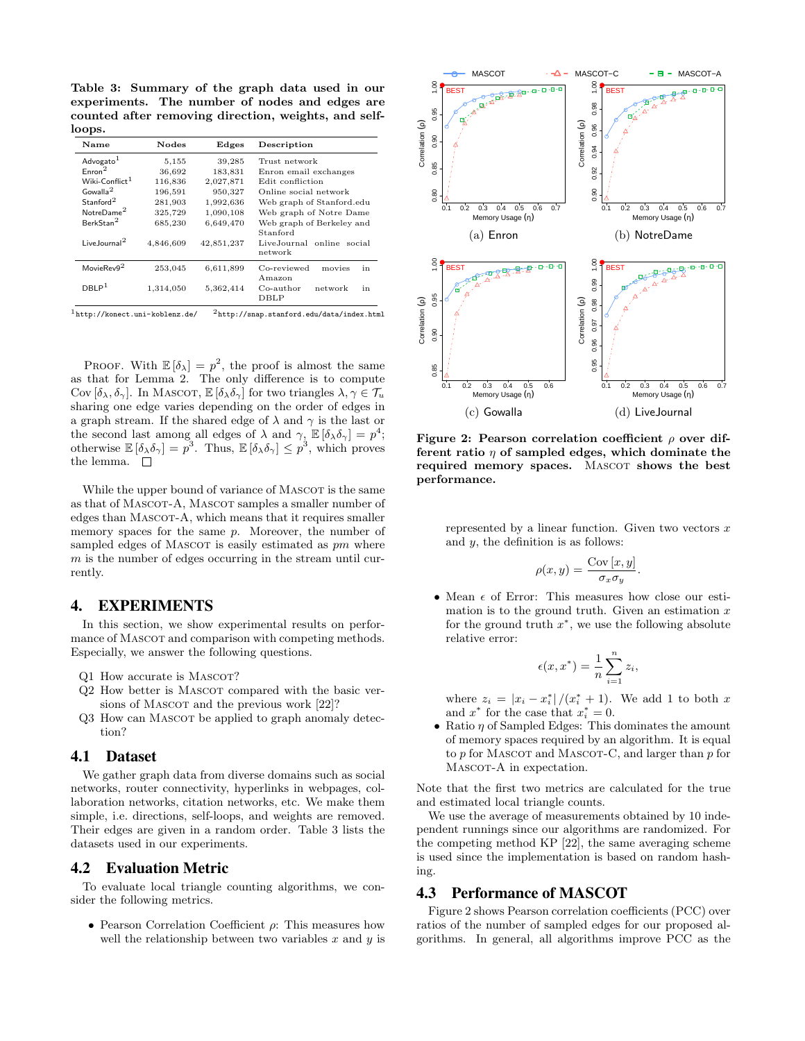**Table 3: Summary of the graph data used in our experiments. The number of nodes and edges are counted after removing direction, weights, and self-loops.**

| Name | Nodes | Edges | Description |
|---|---|---|---|
| Advogato[1] | 5,155 | 39,285 | Trust network |
| Enron[2] | 36,692 | 183,831 | Enron email exchanges |
| Wiki-Conflict[1] | 116,836 | 2,027,871 | Edit confliction |
| Gowalla[2] | 196,591 | 950,327 | Online social network |
| Stanford[2] | 281,903 | 1,992,636 | Web graph of Stanford.edu |
| NotreDame[2] | 325,729 | 1,090,108 | Web graph of Notre Dame |
| BerkStan[2] | 685,230 | 6,649,470 | Web graph of Berkeley and Stanford |
| LiveJournal[2] | 4,846,609 | 42,851,237 | LiveJournal online social network |
| MovieRev9[2] | 253,045 | 6,611,899 | Co-reviewed movies in Amazon |
| DBLP[1] | 1,314,050 | 5,362,414 | Co-author network in DBLP |

[1] http://konect.uni-koblenz.de/ [2] http://snap.stanford.edu/data/index.html

PROOF. With $\mathbb{E}[\delta_\lambda] = p^2$, the proof is almost the same as that for Lemma 2. The only difference is to compute $\mathrm{Cov}[\delta_\lambda, \delta_\gamma]$. In MASCOT, $\mathbb{E}[\delta_\lambda \delta_\gamma]$ for two triangles $\lambda, \gamma \in \mathcal{T}_u$ sharing one edge varies depending on the order of edges in a graph stream. If the shared edge of $\lambda$ and $\gamma$ is the last or the second last among all edges of $\lambda$ and $\gamma$, $\mathbb{E}[\delta_\lambda \delta_\gamma] = p^4$; otherwise $\mathbb{E}[\delta_\lambda \delta_\gamma] = p^3$. Thus, $\mathbb{E}[\delta_\lambda \delta_\gamma] \leq p^3$, which proves the lemma. □

While the upper bound of variance of MASCOT is the same as that of MASCOT-A, MASCOT samples a smaller number of edges than MASCOT-A, which means that it requires smaller memory spaces for the same $p$. Moreover, the number of sampled edges of MASCOT is easily estimated as $pm$ where $m$ is the number of edges occurring in the stream until currently.

# 4. EXPERIMENTS

In this section, we show experimental results on performance of MASCOT and comparison with competing methods. Especially, we answer the following questions.

- Q1 How accurate is MASCOT?
- Q2 How better is MASCOT compared with the basic versions of MASCOT and the previous work [22]?
- Q3 How can MASCOT be applied to graph anomaly detection?

## 4.1 Dataset

We gather graph data from diverse domains such as social networks, router connectivity, hyperlinks in webpages, collaboration networks, citation networks, etc. We make them simple, i.e. directions, self-loops, and weights are removed. Their edges are given in a random order. Table 3 lists the datasets used in our experiments.

## 4.2 Evaluation Metric

To evaluate local triangle counting algorithms, we consider the following metrics.

- Pearson Correlation Coefficient $\rho$: This measures how well the relationship between two variables $x$ and $y$ is represented by a linear function. Given two vectors $x$ and $y$, the definition is as follows:

$$\rho(x, y) = \frac{\mathrm{Cov}[x, y]}{\sigma_x \sigma_y}.$$

- Mean $\epsilon$ of Error: This measures how close our estimation is to the ground truth. Given an estimation $x$ for the ground truth $x^*$, we use the following absolute relative error:

$$\epsilon(x, x^*) = \frac{1}{n} \sum_{i=1}^{n} z_i,$$

where $z_i = |x_i - x_i^*| / (x_i^* + 1)$. We add 1 to both $x$ and $x^*$ for the case that $x_i^* = 0$.

- Ratio $\eta$ of Sampled Edges: This dominates the amount of memory spaces required by an algorithm. It is equal to $p$ for MASCOT and MASCOT-C, and larger than $p$ for MASCOT-A in expectation.

Note that the first two metrics are calculated for the true and estimated local triangle counts.

We use the average of measurements obtained by 10 independent runnings since our algorithms are randomized. For the competing method KP [22], the same averaging scheme is used since the implementation is based on random hashing.

(a) Enron (b) NotreDame (c) Gowalla (d) LiveJournal

**Figure 2: Pearson correlation coefficient $\rho$ over different ratio $\eta$ of sampled edges, which dominate the required memory spaces.** MASCOT **shows the best performance.**

## 4.3 Performance of MASCOT

Figure 2 shows Pearson correlation coefficients (PCC) over ratios of the number of sampled edges for our proposed algorithms. In general, all algorithms improve PCC as the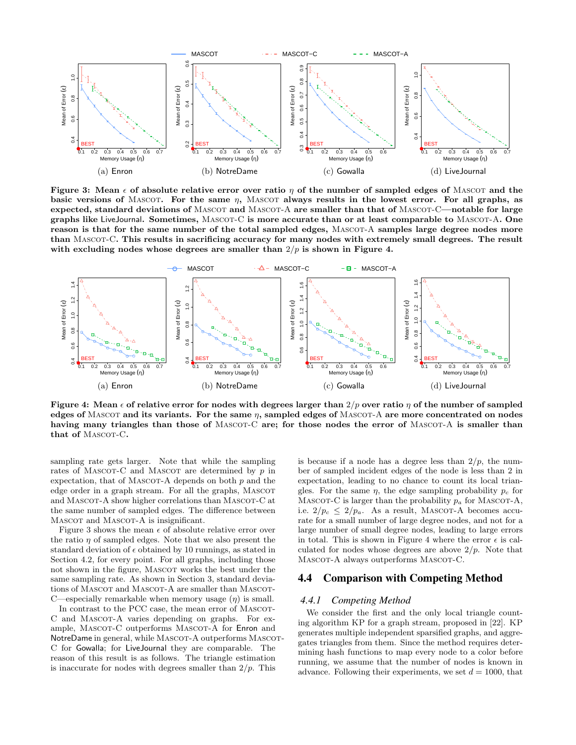(a) Enron (b) NotreDame (c) Gowalla (d) LiveJournal

**Figure 3: Mean $\epsilon$ of absolute relative error over ratio $\eta$ of the number of sampled edges of MASCOT and the basic versions of MASCOT. For the same $\eta$, MASCOT always results in the lowest error. For all graphs, as expected, standard deviations of MASCOT and MASCOT-A are smaller than that of MASCOT-C—notable for large graphs like LiveJournal. Sometimes, MASCOT-C is more accurate than or at least comparable to MASCOT-A. One reason is that for the same number of the total sampled edges, MASCOT-A samples large degree nodes more than MASCOT-C. This results in sacrificing accuracy for many nodes with extremely small degrees. The result with excluding nodes whose degrees are smaller than $2/p$ is shown in Figure 4.**

(a) Enron (b) NotreDame (c) Gowalla (d) LiveJournal

**Figure 4: Mean $\epsilon$ of relative error for nodes with degrees larger than $2/p$ over ratio $\eta$ of the number of sampled edges of MASCOT and its variants. For the same $\eta$, sampled edges of MASCOT-A are more concentrated on nodes having many triangles than those of MASCOT-C are; for those nodes the error of MASCOT-A is smaller than that of MASCOT-C.**

sampling rate gets larger. Note that while the sampling rates of MASCOT-C and MASCOT are determined by $p$ in expectation, that of MASCOT-A depends on both $p$ and the edge order in a graph stream. For all the graphs, MASCOT and MASCOT-A show higher correlations than MASCOT-C at the same number of sampled edges. The difference between MASCOT and MASCOT-A is insignificant.

Figure 3 shows the mean $\epsilon$ of absolute relative error over the ratio $\eta$ of sampled edges. Note that we also present the standard deviation of $\epsilon$ obtained by 10 runnings, as stated in Section 4.2, for every point. For all graphs, including those not shown in the figure, MASCOT works the best under the same sampling rate. As shown in Section 3, standard deviations of MASCOT and MASCOT-A are smaller than MASCOT-C—especially remarkable when memory usage ($\eta$) is small.

In contrast to the PCC case, the mean error of MASCOT-C and MASCOT-A varies depending on graphs. For example, MASCOT-C outperforms MASCOT-A for Enron and NotreDame in general, while MASCOT-A outperforms MASCOT-C for Gowalla; for LiveJournal they are comparable. The reason of this result is as follows. The triangle estimation is inaccurate for nodes with degrees smaller than $2/p$. This is because if a node has a degree less than $2/p$, the number of sampled incident edges of the node is less than 2 in expectation, leading to no chance to count its local triangles. For the same $\eta$, the edge sampling probability $p_c$ for MASCOT-C is larger than the probability $p_a$ for MASCOT-A, i.e. $2/p_c \leq 2/p_a$. As a result, MASCOT-A becomes accurate for a small number of large degree nodes, and not for a large number of small degree nodes, leading to large errors in total. This is shown in Figure 4 where the error $\epsilon$ is calculated for nodes whose degrees are above $2/p$. Note that MASCOT-A always outperforms MASCOT-C.

## 4.4 Comparison with Competing Method

### 4.4.1 *Competing Method*

We consider the first and the only local triangle counting algorithm KP for a graph stream, proposed in [22]. KP generates multiple independent sparsified graphs, and aggregates triangles from them. Since the method requires determining hash functions to map every node to a color before running, we assume that the number of nodes is known in advance. Following their experiments, we set $d = 1000$, that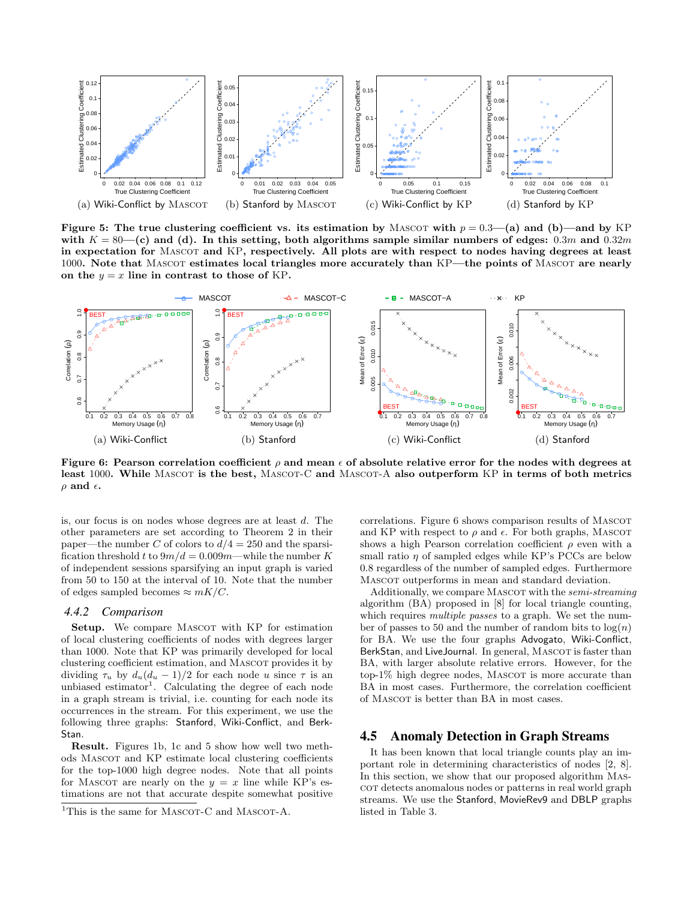(a) Wiki-Conflict by MASCOT (b) Stanford by MASCOT (c) Wiki-Conflict by KP (d) Stanford by KP

**Figure 5: The true clustering coefficient vs. its estimation by MASCOT with $p = 0.3$—(a) and (b)—and by KP with $K = 80$—(c) and (d). In this setting, both algorithms sample similar numbers of edges: $0.3m$ and $0.32m$ in expectation for MASCOT and KP, respectively. All plots are with respect to nodes having degrees at least 1000. Note that MASCOT estimates local triangles more accurately than KP—the points of MASCOT are nearly on the $y = x$ line in contrast to those of KP.**

(a) Wiki-Conflict (b) Stanford (c) Wiki-Conflict (d) Stanford

**Figure 6: Pearson correlation coefficient $\rho$ and mean $\epsilon$ of absolute relative error for the nodes with degrees at least 1000. While MASCOT is the best, MASCOT-C and MASCOT-A also outperform KP in terms of both metrics $\rho$ and $\epsilon$.**

is, our focus is on nodes whose degrees are at least $d$. The other parameters are set according to Theorem 2 in their paper—the number $C$ of colors to $d/4 = 250$ and the sparsification threshold $t$ to $9m/d = 0.009m$—while the number $K$ of independent sessions sparsifying an input graph is varied from 50 to 150 at the interval of 10. Note that the number of edges sampled becomes $\approx mK/C$.

### 4.4.2 Comparison

**Setup.** We compare MASCOT with KP for estimation of local clustering coefficients of nodes with degrees larger than 1000. Note that KP was primarily developed for local clustering coefficient estimation, and MASCOT provides it by dividing $\tau_u$ by $d_u(d_u - 1)/2$ for each node $u$ since $\tau$ is an unbiased estimator[1]. Calculating the degree of each node in a graph stream is trivial, i.e. counting for each node its occurrences in the stream. For this experiment, we use the following three graphs: Stanford, Wiki-Conflict, and BerkStan.

**Result.** Figures 1b, 1c and 5 show how well two methods MASCOT and KP estimate local clustering coefficients for the top-1000 high degree nodes. Note that all points for MASCOT are nearly on the $y = x$ line while KP's estimations are not that accurate despite somewhat positive correlations. Figure 6 shows comparison results of MASCOT and KP with respect to $\rho$ and $\epsilon$. For both graphs, MASCOT shows a high Pearson correlation coefficient $\rho$ even with a small ratio $\eta$ of sampled edges while KP's PCCs are below 0.8 regardless of the number of sampled edges. Furthermore MASCOT outperforms in mean and standard deviation.

Additionally, we compare MASCOT with the *semi-streaming* algorithm (BA) proposed in [8] for local triangle counting, which requires *multiple passes* to a graph. We set the number of passes to 50 and the number of random bits to $\log(n)$ for BA. We use the four graphs Advogato, Wiki-Conflict, BerkStan, and LiveJournal. In general, MASCOT is faster than BA, with larger absolute relative errors. However, for the top-1% high degree nodes, MASCOT is more accurate than BA in most cases. Furthermore, the correlation coefficient of MASCOT is better than BA in most cases.

## 4.5 Anomaly Detection in Graph Streams

It has been known that local triangle counts play an important role in determining characteristics of nodes [2, 8]. In this section, we show that our proposed algorithm MASCOT detects anomalous nodes or patterns in real world graph streams. We use the Stanford, MovieRev9 and DBLP graphs listed in Table 3.

[1]This is the same for MASCOT-C and MASCOT-A.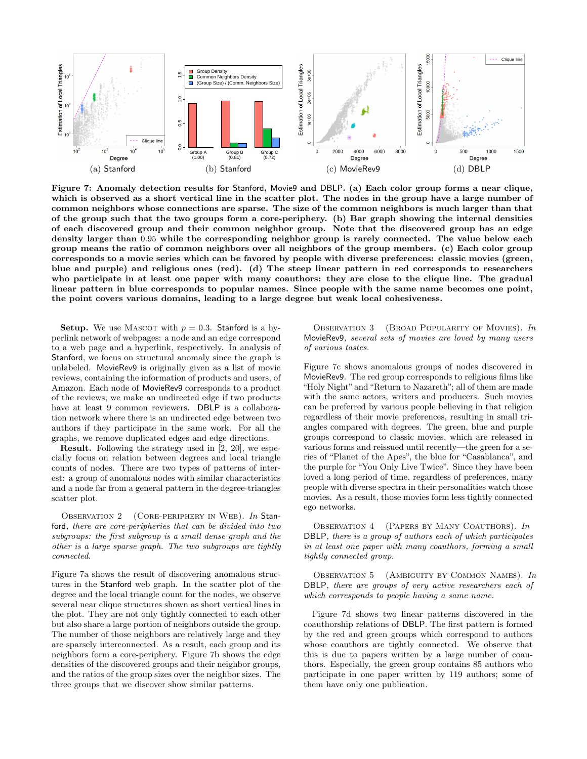**Figure 7: Anomaly detection results for Stanford, Movie9 and DBLP. (a) Each color group forms a near clique, which is observed as a short vertical line in the scatter plot. The nodes in the group have a large number of common neighbors whose connections are sparse. The size of the common neighbors is much larger than that of the group such that the two groups form a core-periphery. (b) Bar graph showing the internal densities of each discovered group and their common neighbor group. Note that the discovered group has an edge density larger than 0.95 while the corresponding neighbor group is rarely connected. The value below each group means the ratio of common neighbors over all neighbors of the group members. (c) Each color group corresponds to a movie series which can be favored by people with diverse preferences: classic movies (green, blue and purple) and religious ones (red). (d) The steep linear pattern in red corresponds to researchers who participate in at least one paper with many coauthors: they are close to the clique line. The gradual linear pattern in blue corresponds to popular names. Since people with the same name becomes one point, the point covers various domains, leading to a large degree but weak local cohesiveness.**

**Setup.** We use Mascot with $p = 0.3$. Stanford is a hyperlink network of webpages: a node and an edge correspond to a web page and a hyperlink, respectively. In analysis of Stanford, we focus on structural anomaly since the graph is unlabeled. MovieRev9 is originally given as a list of movie reviews, containing the information of products and users, of Amazon. Each node of MovieRev9 corresponds to a product of the reviews; we make an undirected edge if two products have at least 9 common reviewers. DBLP is a collaboration network where there is an undirected edge between two authors if they participate in the same work. For all the graphs, we remove duplicated edges and edge directions.

**Result.** Following the strategy used in [2, 20], we especially focus on relation between degrees and local triangle counts of nodes. There are two types of patterns of interest: a group of anomalous nodes with similar characteristics and a node far from a general pattern in the degree-triangles scatter plot.

Observation 2 (Core-periphery in Web). *In Stanford, there are core-peripheries that can be divided into two subgroups: the first subgroup is a small dense graph and the other is a large sparse graph. The two subgroups are tightly connected.*

Figure 7a shows the result of discovering anomalous structures in the Stanford web graph. In the scatter plot of the degree and the local triangle count for the nodes, we observe several near clique structures shown as short vertical lines in the plot. They are not only tightly connected to each other but also share a large portion of neighbors outside the group. The number of those neighbors are relatively large and they are sparsely interconnected. As a result, each group and its neighbors form a core-periphery. Figure 7b shows the edge densities of the discovered groups and their neighbor groups, and the ratios of the group sizes over the neighbor sizes. The three groups that we discover show similar patterns.

Observation 3 (Broad Popularity of Movies). *In MovieRev9, several sets of movies are loved by many users of various tastes.*

Figure 7c shows anomalous groups of nodes discovered in MovieRev9. The red group corresponds to religious films like "Holy Night" and "Return to Nazareth"; all of them are made with the same actors, writers and producers. Such movies can be preferred by various people believing in that religion regardless of their movie preferences, resulting in small triangles compared with degrees. The green, blue and purple groups correspond to classic movies, which are released in various forms and reissued until recently—the green for a series of "Planet of the Apes", the blue for "Casablanca", and the purple for "You Only Live Twice". Since they have been loved a long period of time, regardless of preferences, many people with diverse spectra in their personalities watch those movies. As a result, those movies form less tightly connected ego networks.

Observation 4 (Papers by Many Coauthors). *In DBLP, there is a group of authors each of which participates in at least one paper with many coauthors, forming a small tightly connected group.*

Observation 5 (Ambiguity by Common Names). *In DBLP, there are groups of very active researchers each of which corresponds to people having a same name.*

Figure 7d shows two linear patterns discovered in the coauthorship relations of DBLP. The first pattern is formed by the red and green groups which correspond to authors whose coauthors are tightly connected. We observe that this is due to papers written by a large number of coauthors. Especially, the green group contains 85 authors who participate in one paper written by 119 authors; some of them have only one publication.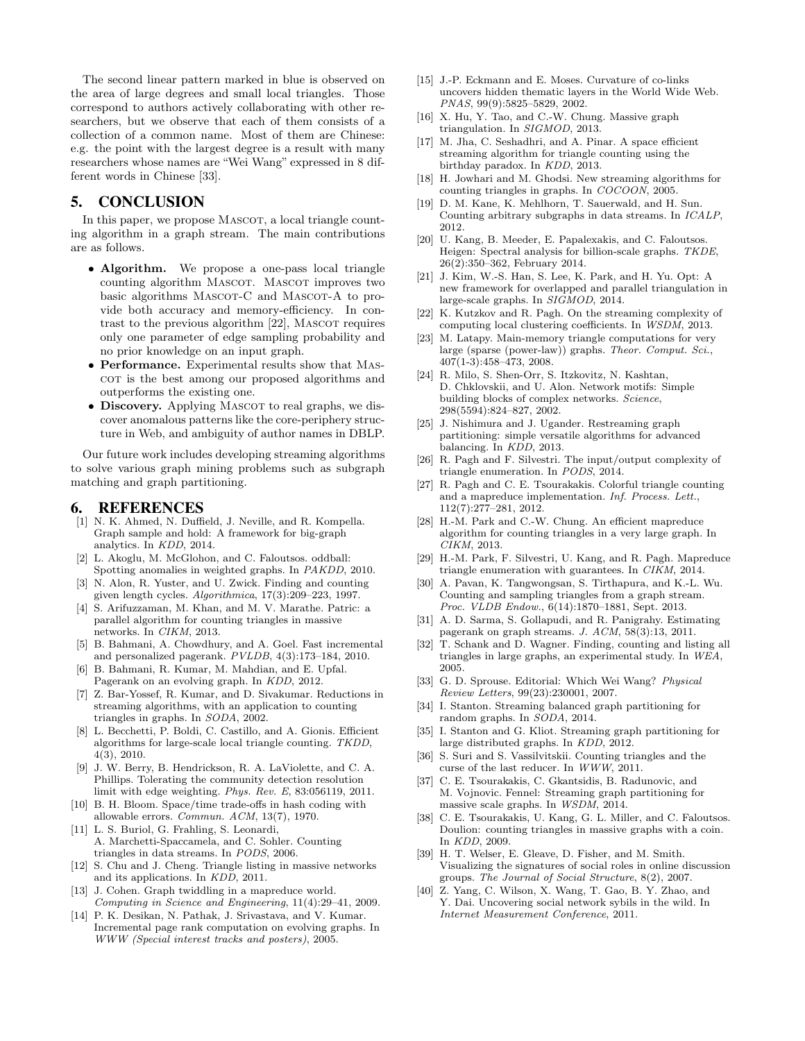The second linear pattern marked in blue is observed on the area of large degrees and small local triangles. Those correspond to authors actively collaborating with other researchers, but we observe that each of them consists of a collection of a common name. Most of them are Chinese: e.g. the point with the largest degree is a result with many researchers whose names are "Wei Wang" expressed in 8 different words in Chinese [33].

## 5. CONCLUSION

In this paper, we propose MASCOT, a local triangle counting algorithm in a graph stream. The main contributions are as follows.

- **Algorithm.** We propose a one-pass local triangle counting algorithm MASCOT. MASCOT improves two basic algorithms MASCOT-C and MASCOT-A to provide both accuracy and memory-efficiency. In contrast to the previous algorithm [22], MASCOT requires only one parameter of edge sampling probability and no prior knowledge on an input graph.
- **Performance.** Experimental results show that MASCOT is the best among our proposed algorithms and outperforms the existing one.
- **Discovery.** Applying MASCOT to real graphs, we discover anomalous patterns like the core-periphery structure in Web, and ambiguity of author names in DBLP.

Our future work includes developing streaming algorithms to solve various graph mining problems such as subgraph matching and graph partitioning.

## 6. REFERENCES

[1] N. K. Ahmed, N. Duffield, J. Neville, and R. Kompella. Graph sample and hold: A framework for big-graph analytics. In *KDD*, 2014.

[2] L. Akoglu, M. McGlohon, and C. Faloutsos. oddball: Spotting anomalies in weighted graphs. In *PAKDD*, 2010.

[3] N. Alon, R. Yuster, and U. Zwick. Finding and counting given length cycles. *Algorithmica*, 17(3):209–223, 1997.

[4] S. Arifuzzaman, M. Khan, and M. V. Marathe. Patric: a parallel algorithm for counting triangles in massive networks. In *CIKM*, 2013.

[5] B. Bahmani, A. Chowdhury, and A. Goel. Fast incremental and personalized pagerank. *PVLDB*, 4(3):173–184, 2010.

[6] B. Bahmani, R. Kumar, M. Mahdian, and E. Upfal. Pagerank on an evolving graph. In *KDD*, 2012.

[7] Z. Bar-Yossef, R. Kumar, and D. Sivakumar. Reductions in streaming algorithms, with an application to counting triangles in graphs. In *SODA*, 2002.

[8] L. Becchetti, P. Boldi, C. Castillo, and A. Gionis. Efficient algorithms for large-scale local triangle counting. *TKDD*, 4(3), 2010.

[9] J. W. Berry, B. Hendrickson, R. A. LaViolette, and C. A. Phillips. Tolerating the community detection resolution limit with edge weighting. *Phys. Rev. E*, 83:056119, 2011.

[10] B. H. Bloom. Space/time trade-offs in hash coding with allowable errors. *Commun. ACM*, 13(7), 1970.

[11] L. S. Buriol, G. Frahling, S. Leonardi, A. Marchetti-Spaccamela, and C. Sohler. Counting triangles in data streams. In *PODS*, 2006.

[12] S. Chu and J. Cheng. Triangle listing in massive networks and its applications. In *KDD*, 2011.

[13] J. Cohen. Graph twiddling in a mapreduce world. *Computing in Science and Engineering*, 11(4):29–41, 2009.

[14] P. K. Desikan, N. Pathak, J. Srivastava, and V. Kumar. Incremental page rank computation on evolving graphs. In *WWW (Special interest tracks and posters)*, 2005.

[15] J.-P. Eckmann and E. Moses. Curvature of co-links uncovers hidden thematic layers in the World Wide Web. *PNAS*, 99(9):5825–5829, 2002.

[16] X. Hu, Y. Tao, and C.-W. Chung. Massive graph triangulation. In *SIGMOD*, 2013.

[17] M. Jha, C. Seshadhri, and A. Pinar. A space efficient streaming algorithm for triangle counting using the birthday paradox. In *KDD*, 2013.

[18] H. Jowhari and M. Ghodsi. New streaming algorithms for counting triangles in graphs. In *COCOON*, 2005.

[19] D. M. Kane, K. Mehlhorn, T. Sauerwald, and H. Sun. Counting arbitrary subgraphs in data streams. In *ICALP*, 2012.

[20] U. Kang, B. Meeder, E. Papalexakis, and C. Faloutsos. Heigen: Spectral analysis for billion-scale graphs. *TKDE*, 26(2):350–362, February 2014.

[21] J. Kim, W.-S. Han, S. Lee, K. Park, and H. Yu. Opt: A new framework for overlapped and parallel triangulation in large-scale graphs. In *SIGMOD*, 2014.

[22] K. Kutzkov and R. Pagh. On the streaming complexity of computing local clustering coefficients. In *WSDM*, 2013.

[23] M. Latapy. Main-memory triangle computations for very large (sparse (power-law)) graphs. *Theor. Comput. Sci.*, 407(1-3):458–473, 2008.

[24] R. Milo, S. Shen-Orr, S. Itzkovitz, N. Kashtan, D. Chklovskii, and U. Alon. Network motifs: Simple building blocks of complex networks. *Science*, 298(5594):824–827, 2002.

[25] J. Nishimura and J. Ugander. Restreaming graph partitioning: simple versatile algorithms for advanced balancing. In *KDD*, 2013.

[26] R. Pagh and F. Silvestri. The input/output complexity of triangle enumeration. In *PODS*, 2014.

[27] R. Pagh and C. E. Tsourakakis. Colorful triangle counting and a mapreduce implementation. *Inf. Process. Lett.*, 112(7):277–281, 2012.

[28] H.-M. Park and C.-W. Chung. An efficient mapreduce algorithm for counting triangles in a very large graph. In *CIKM*, 2013.

[29] H.-M. Park, F. Silvestri, U. Kang, and R. Pagh. Mapreduce triangle enumeration with guarantees. In *CIKM*, 2014.

[30] A. Pavan, K. Tangwongsan, S. Tirthapura, and K.-L. Wu. Counting and sampling triangles from a graph stream. *Proc. VLDB Endow.*, 6(14):1870–1881, Sept. 2013.

[31] A. D. Sarma, S. Gollapudi, and R. Panigrahy. Estimating pagerank on graph streams. *J. ACM*, 58(3):13, 2011.

[32] T. Schank and D. Wagner. Finding, counting and listing all triangles in large graphs, an experimental study. In *WEA*, 2005.

[33] G. D. Sprouse. Editorial: Which Wei Wang? *Physical Review Letters*, 99(23):230001, 2007.

[34] I. Stanton. Streaming balanced graph partitioning for random graphs. In *SODA*, 2014.

[35] I. Stanton and G. Kliot. Streaming graph partitioning for large distributed graphs. In *KDD*, 2012.

[36] S. Suri and S. Vassilvitskii. Counting triangles and the curse of the last reducer. In *WWW*, 2011.

[37] C. E. Tsourakakis, C. Gkantsidis, B. Radunovic, and M. Vojnovic. Fennel: Streaming graph partitioning for massive scale graphs. In *WSDM*, 2014.

[38] C. E. Tsourakakis, U. Kang, G. L. Miller, and C. Faloutsos. Doulion: counting triangles in massive graphs with a coin. In *KDD*, 2009.

[39] H. T. Welser, E. Gleave, D. Fisher, and M. Smith. Visualizing the signatures of social roles in online discussion groups. *The Journal of Social Structure*, 8(2), 2007.

[40] Z. Yang, C. Wilson, X. Wang, T. Gao, B. Y. Zhao, and Y. Dai. Uncovering social network sybils in the wild. In *Internet Measurement Conference*, 2011.